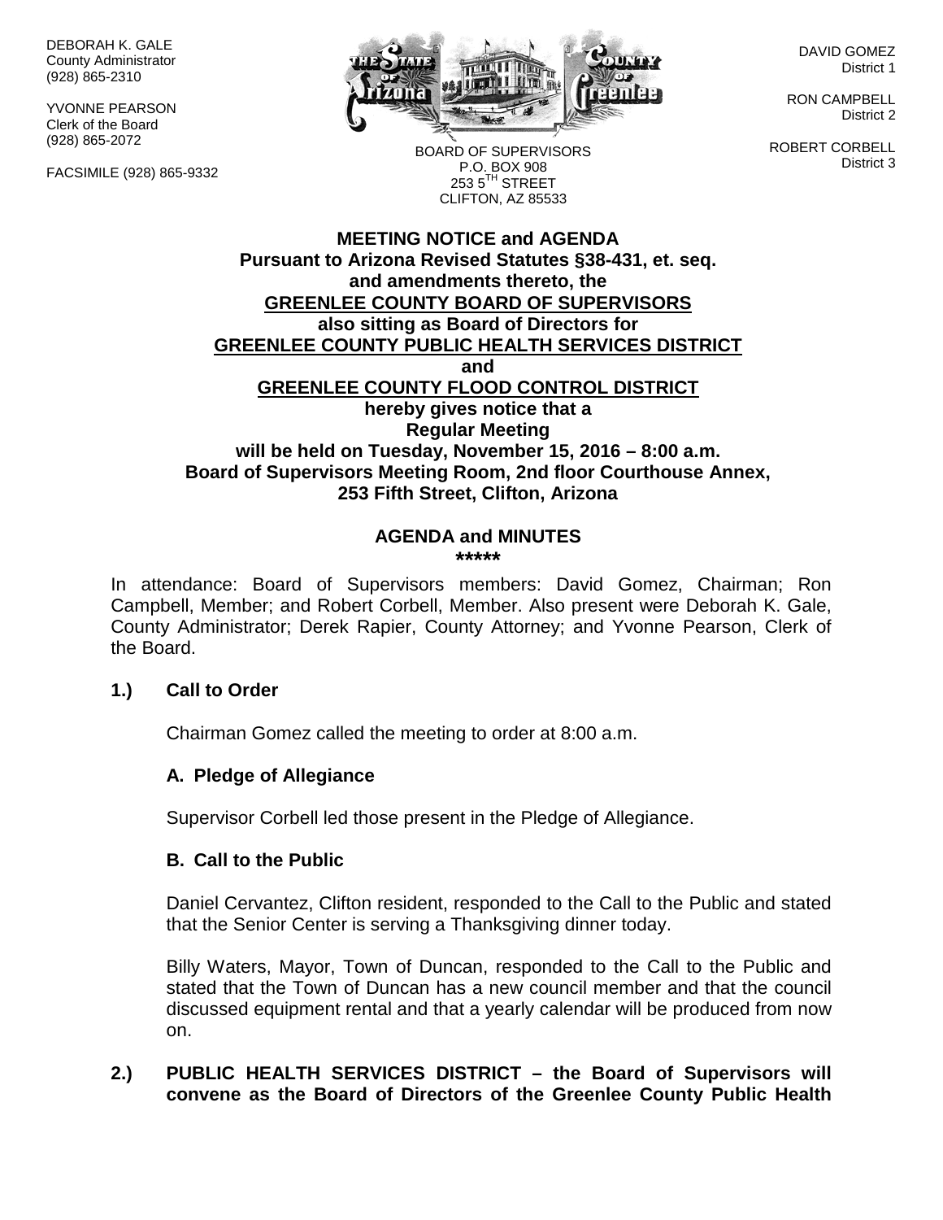DEBORAH K. GALE
County Administrator
(928) 865-2310

YVONNE PEARSON
Clerk of the Board
(928) 865-2072

FACSIMILE (928) 865-9332

BOARD OF SUPERVISORS
P.O. BOX 908
253 5TH STREET
CLIFTON, AZ 85533

DAVID GOMEZ
District 1

RON CAMPBELL
District 2

ROBERT CORBELL
District 3

**MEETING NOTICE and AGENDA**
**Pursuant to Arizona Revised Statutes §38-431, et. seq.**
**and amendments thereto, the**
**GREENLEE COUNTY BOARD OF SUPERVISORS**
**also sitting as Board of Directors for**
**GREENLEE COUNTY PUBLIC HEALTH SERVICES DISTRICT**
**and**
**GREENLEE COUNTY FLOOD CONTROL DISTRICT**
**hereby gives notice that a**
**Regular Meeting**
**will be held on Tuesday, November 15, 2016 – 8:00 a.m.**
**Board of Supervisors Meeting Room, 2nd floor Courthouse Annex,**
**253 Fifth Street, Clifton, Arizona**

**AGENDA and MINUTES**
**\*\*\*\*\***

In attendance: Board of Supervisors members: David Gomez, Chairman; Ron Campbell, Member; and Robert Corbell, Member. Also present were Deborah K. Gale, County Administrator; Derek Rapier, County Attorney; and Yvonne Pearson, Clerk of the Board.

**1.) Call to Order**

Chairman Gomez called the meeting to order at 8:00 a.m.

**A. Pledge of Allegiance**

Supervisor Corbell led those present in the Pledge of Allegiance.

**B. Call to the Public**

Daniel Cervantez, Clifton resident, responded to the Call to the Public and stated that the Senior Center is serving a Thanksgiving dinner today.

Billy Waters, Mayor, Town of Duncan, responded to the Call to the Public and stated that the Town of Duncan has a new council member and that the council discussed equipment rental and that a yearly calendar will be produced from now on.

**2.) PUBLIC HEALTH SERVICES DISTRICT – the Board of Supervisors will convene as the Board of Directors of the Greenlee County Public Health**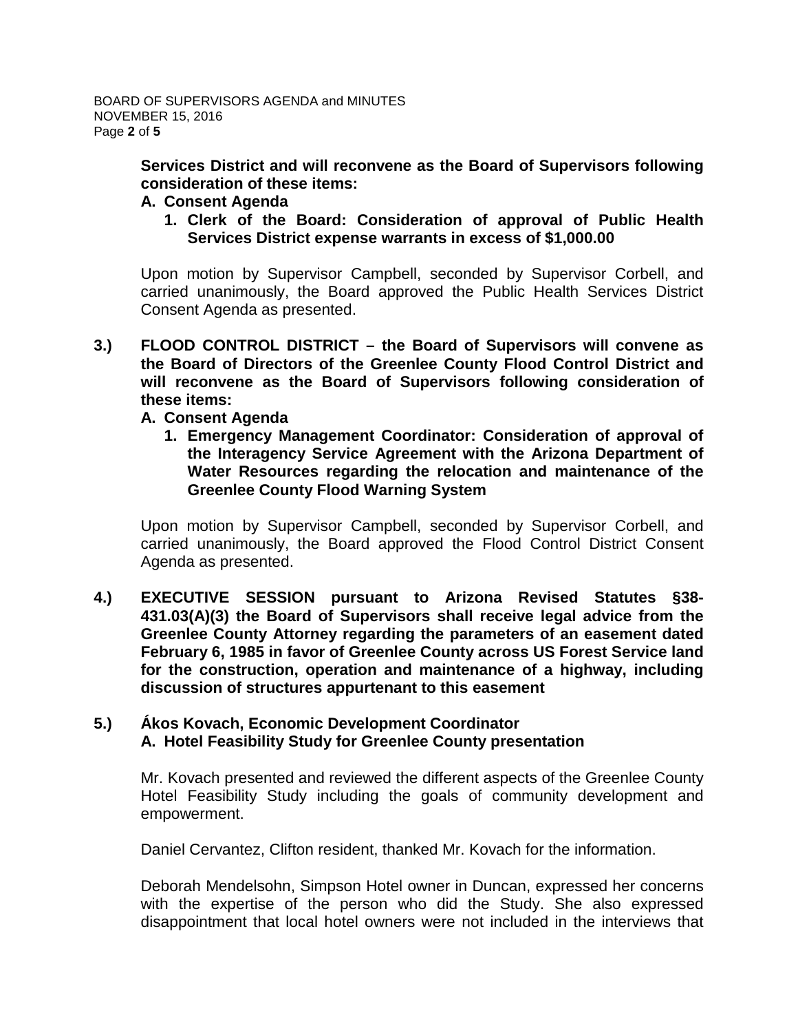**Services District and will reconvene as the Board of Supervisors following consideration of these items:**

**A. Consent Agenda**

**1. Clerk of the Board: Consideration of approval of Public Health Services District expense warrants in excess of $1,000.00**

Upon motion by Supervisor Campbell, seconded by Supervisor Corbell, and carried unanimously, the Board approved the Public Health Services District Consent Agenda as presented.

**3.) FLOOD CONTROL DISTRICT – the Board of Supervisors will convene as the Board of Directors of the Greenlee County Flood Control District and will reconvene as the Board of Supervisors following consideration of these items:**

**A. Consent Agenda**

**1. Emergency Management Coordinator: Consideration of approval of the Interagency Service Agreement with the Arizona Department of Water Resources regarding the relocation and maintenance of the Greenlee County Flood Warning System**

Upon motion by Supervisor Campbell, seconded by Supervisor Corbell, and carried unanimously, the Board approved the Flood Control District Consent Agenda as presented.

**4.) EXECUTIVE SESSION pursuant to Arizona Revised Statutes §38-431.03(A)(3) the Board of Supervisors shall receive legal advice from the Greenlee County Attorney regarding the parameters of an easement dated February 6, 1985 in favor of Greenlee County across US Forest Service land for the construction, operation and maintenance of a highway, including discussion of structures appurtenant to this easement**

**5.) Ákos Kovach, Economic Development Coordinator**

**A. Hotel Feasibility Study for Greenlee County presentation**

Mr. Kovach presented and reviewed the different aspects of the Greenlee County Hotel Feasibility Study including the goals of community development and empowerment.

Daniel Cervantez, Clifton resident, thanked Mr. Kovach for the information.

Deborah Mendelsohn, Simpson Hotel owner in Duncan, expressed her concerns with the expertise of the person who did the Study. She also expressed disappointment that local hotel owners were not included in the interviews that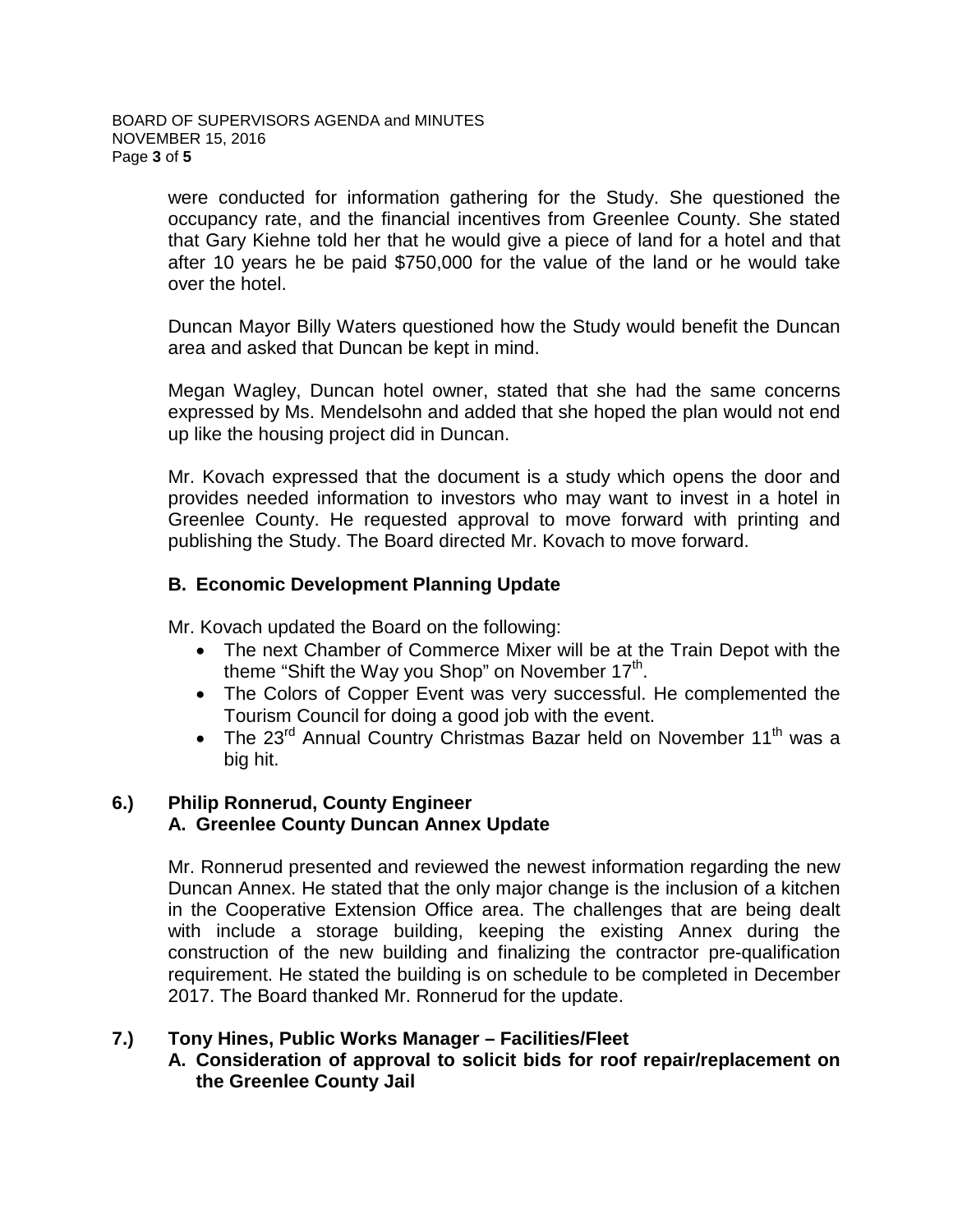were conducted for information gathering for the Study. She questioned the occupancy rate, and the financial incentives from Greenlee County. She stated that Gary Kiehne told her that he would give a piece of land for a hotel and that after 10 years he be paid $750,000 for the value of the land or he would take over the hotel.

Duncan Mayor Billy Waters questioned how the Study would benefit the Duncan area and asked that Duncan be kept in mind.

Megan Wagley, Duncan hotel owner, stated that she had the same concerns expressed by Ms. Mendelsohn and added that she hoped the plan would not end up like the housing project did in Duncan.

Mr. Kovach expressed that the document is a study which opens the door and provides needed information to investors who may want to invest in a hotel in Greenlee County. He requested approval to move forward with printing and publishing the Study. The Board directed Mr. Kovach to move forward.

**B. Economic Development Planning Update**

Mr. Kovach updated the Board on the following:

- The next Chamber of Commerce Mixer will be at the Train Depot with the theme "Shift the Way you Shop" on November 17th.
- The Colors of Copper Event was very successful. He complemented the Tourism Council for doing a good job with the event.
- The 23rd Annual Country Christmas Bazar held on November 11th was a big hit.

## 6.) Philip Ronnerud, County Engineer

**A. Greenlee County Duncan Annex Update**

Mr. Ronnerud presented and reviewed the newest information regarding the new Duncan Annex. He stated that the only major change is the inclusion of a kitchen in the Cooperative Extension Office area. The challenges that are being dealt with include a storage building, keeping the existing Annex during the construction of the new building and finalizing the contractor pre-qualification requirement. He stated the building is on schedule to be completed in December 2017. The Board thanked Mr. Ronnerud for the update.

## 7.) Tony Hines, Public Works Manager – Facilities/Fleet

**A. Consideration of approval to solicit bids for roof repair/replacement on the Greenlee County Jail**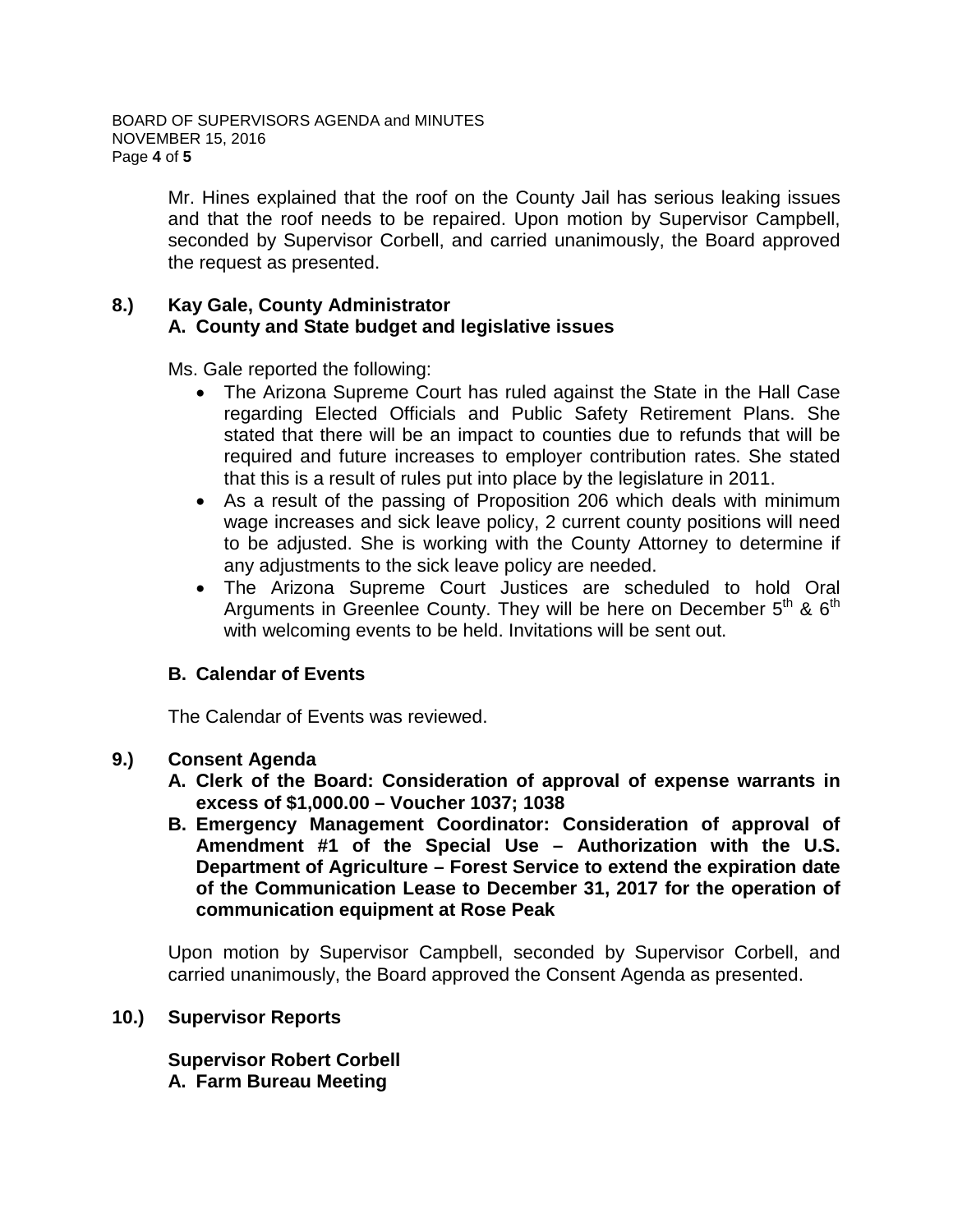Mr. Hines explained that the roof on the County Jail has serious leaking issues and that the roof needs to be repaired. Upon motion by Supervisor Campbell, seconded by Supervisor Corbell, and carried unanimously, the Board approved the request as presented.

**8.) Kay Gale, County Administrator**

**A. County and State budget and legislative issues**

Ms. Gale reported the following:

- The Arizona Supreme Court has ruled against the State in the Hall Case regarding Elected Officials and Public Safety Retirement Plans. She stated that there will be an impact to counties due to refunds that will be required and future increases to employer contribution rates. She stated that this is a result of rules put into place by the legislature in 2011.
- As a result of the passing of Proposition 206 which deals with minimum wage increases and sick leave policy, 2 current county positions will need to be adjusted. She is working with the County Attorney to determine if any adjustments to the sick leave policy are needed.
- The Arizona Supreme Court Justices are scheduled to hold Oral Arguments in Greenlee County. They will be here on December 5th & 6th with welcoming events to be held. Invitations will be sent out.

**B. Calendar of Events**

The Calendar of Events was reviewed.

**9.) Consent Agenda**

**A. Clerk of the Board: Consideration of approval of expense warrants in excess of $1,000.00 – Voucher 1037; 1038**

**B. Emergency Management Coordinator: Consideration of approval of Amendment #1 of the Special Use – Authorization with the U.S. Department of Agriculture – Forest Service to extend the expiration date of the Communication Lease to December 31, 2017 for the operation of communication equipment at Rose Peak**

Upon motion by Supervisor Campbell, seconded by Supervisor Corbell, and carried unanimously, the Board approved the Consent Agenda as presented.

**10.) Supervisor Reports**

**Supervisor Robert Corbell**

**A. Farm Bureau Meeting**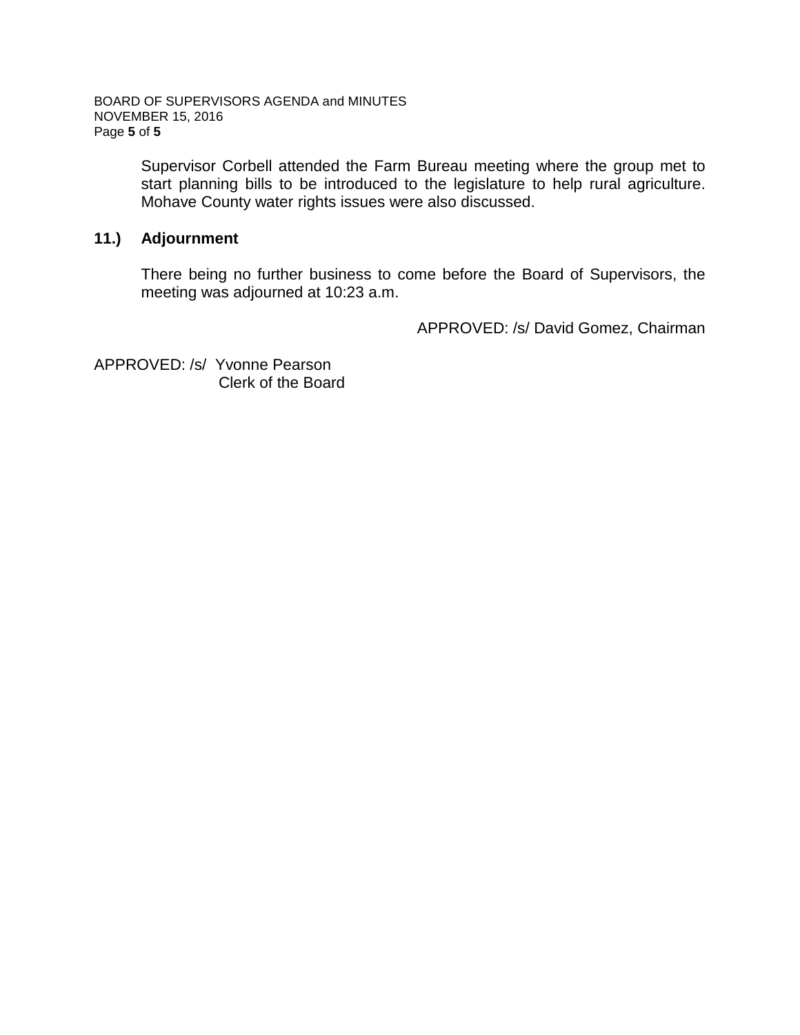Supervisor Corbell attended the Farm Bureau meeting where the group met to start planning bills to be introduced to the legislature to help rural agriculture. Mohave County water rights issues were also discussed.

**11.) Adjournment**

There being no further business to come before the Board of Supervisors, the meeting was adjourned at 10:23 a.m.

APPROVED: /s/ David Gomez, Chairman

APPROVED: /s/ Yvonne Pearson
Clerk of the Board